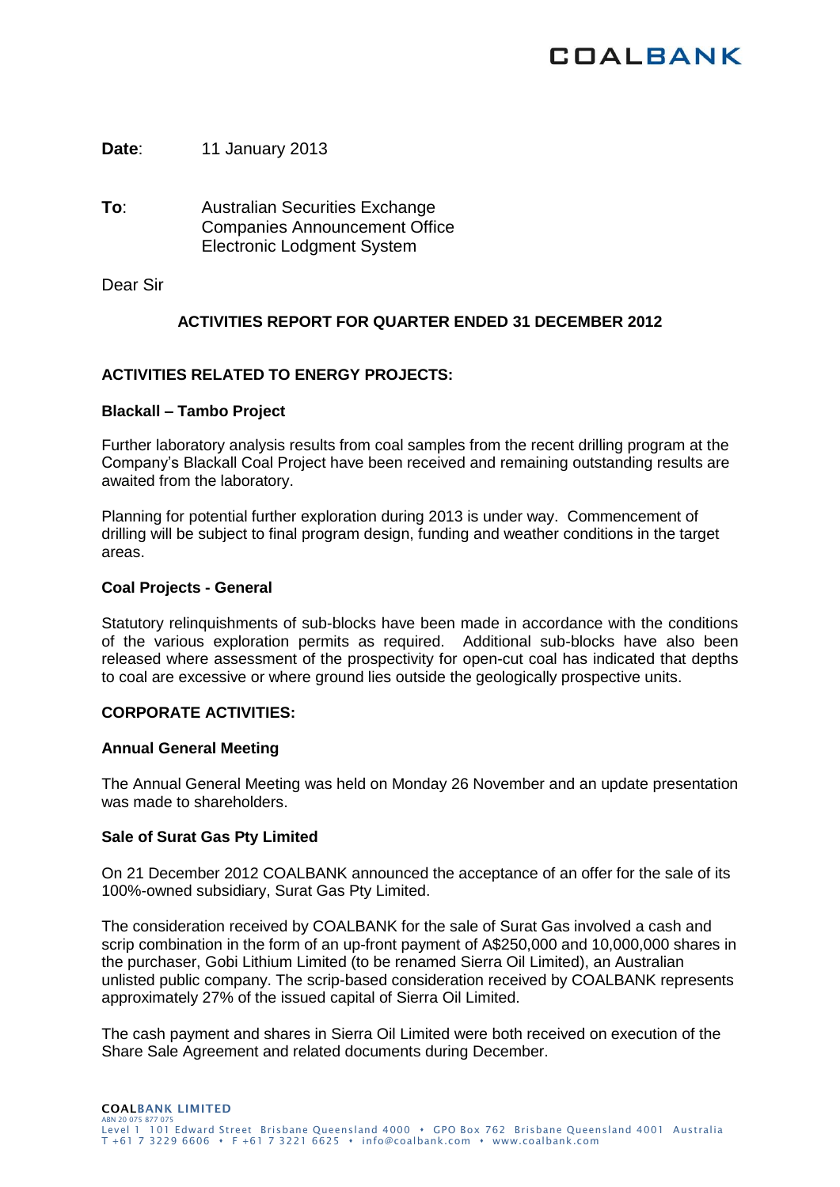**Date**: 11 January 2013

**To**: Australian Securities Exchange
Companies Announcement Office
Electronic Lodgment System

Dear Sir

## ACTIVITIES REPORT FOR QUARTER ENDED 31 DECEMBER 2012

### ACTIVITIES RELATED TO ENERGY PROJECTS:

#### Blackall – Tambo Project

Further laboratory analysis results from coal samples from the recent drilling program at the Company's Blackall Coal Project have been received and remaining outstanding results are awaited from the laboratory.

Planning for potential further exploration during 2013 is under way. Commencement of drilling will be subject to final program design, funding and weather conditions in the target areas.

#### Coal Projects - General

Statutory relinquishments of sub-blocks have been made in accordance with the conditions of the various exploration permits as required. Additional sub-blocks have also been released where assessment of the prospectivity for open-cut coal has indicated that depths to coal are excessive or where ground lies outside the geologically prospective units.

### CORPORATE ACTIVITIES:

#### Annual General Meeting

The Annual General Meeting was held on Monday 26 November and an update presentation was made to shareholders.

#### Sale of Surat Gas Pty Limited

On 21 December 2012 COALBANK announced the acceptance of an offer for the sale of its 100%-owned subsidiary, Surat Gas Pty Limited.

The consideration received by COALBANK for the sale of Surat Gas involved a cash and scrip combination in the form of an up-front payment of A$250,000 and 10,000,000 shares in the purchaser, Gobi Lithium Limited (to be renamed Sierra Oil Limited), an Australian unlisted public company. The scrip-based consideration received by COALBANK represents approximately 27% of the issued capital of Sierra Oil Limited.

The cash payment and shares in Sierra Oil Limited were both received on execution of the Share Sale Agreement and related documents during December.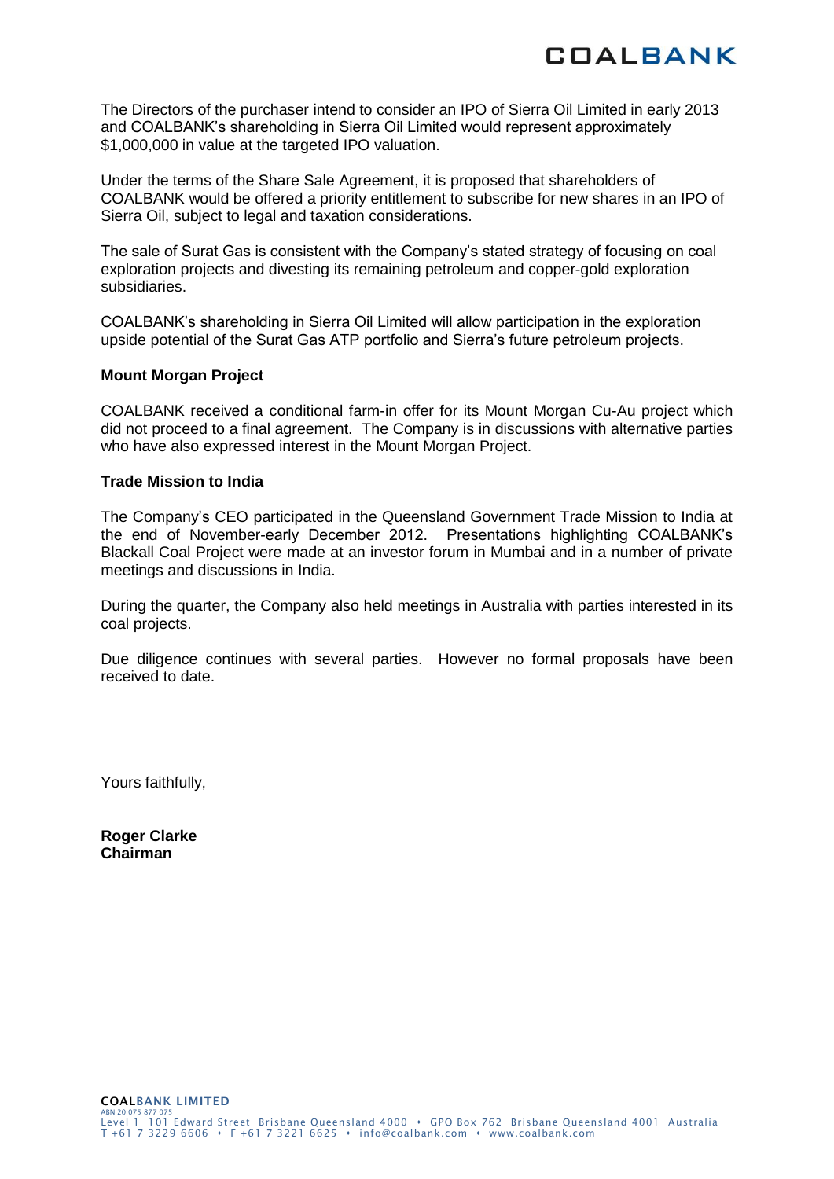The Directors of the purchaser intend to consider an IPO of Sierra Oil Limited in early 2013 and COALBANK's shareholding in Sierra Oil Limited would represent approximately $1,000,000 in value at the targeted IPO valuation.

Under the terms of the Share Sale Agreement, it is proposed that shareholders of COALBANK would be offered a priority entitlement to subscribe for new shares in an IPO of Sierra Oil, subject to legal and taxation considerations.

The sale of Surat Gas is consistent with the Company's stated strategy of focusing on coal exploration projects and divesting its remaining petroleum and copper-gold exploration subsidiaries.

COALBANK's shareholding in Sierra Oil Limited will allow participation in the exploration upside potential of the Surat Gas ATP portfolio and Sierra's future petroleum projects.

**Mount Morgan Project**

COALBANK received a conditional farm-in offer for its Mount Morgan Cu-Au project which did not proceed to a final agreement. The Company is in discussions with alternative parties who have also expressed interest in the Mount Morgan Project.

**Trade Mission to India**

The Company's CEO participated in the Queensland Government Trade Mission to India at the end of November-early December 2012. Presentations highlighting COALBANK's Blackall Coal Project were made at an investor forum in Mumbai and in a number of private meetings and discussions in India.

During the quarter, the Company also held meetings in Australia with parties interested in its coal projects.

Due diligence continues with several parties. However no formal proposals have been received to date.

Yours faithfully,

**Roger Clarke**
**Chairman**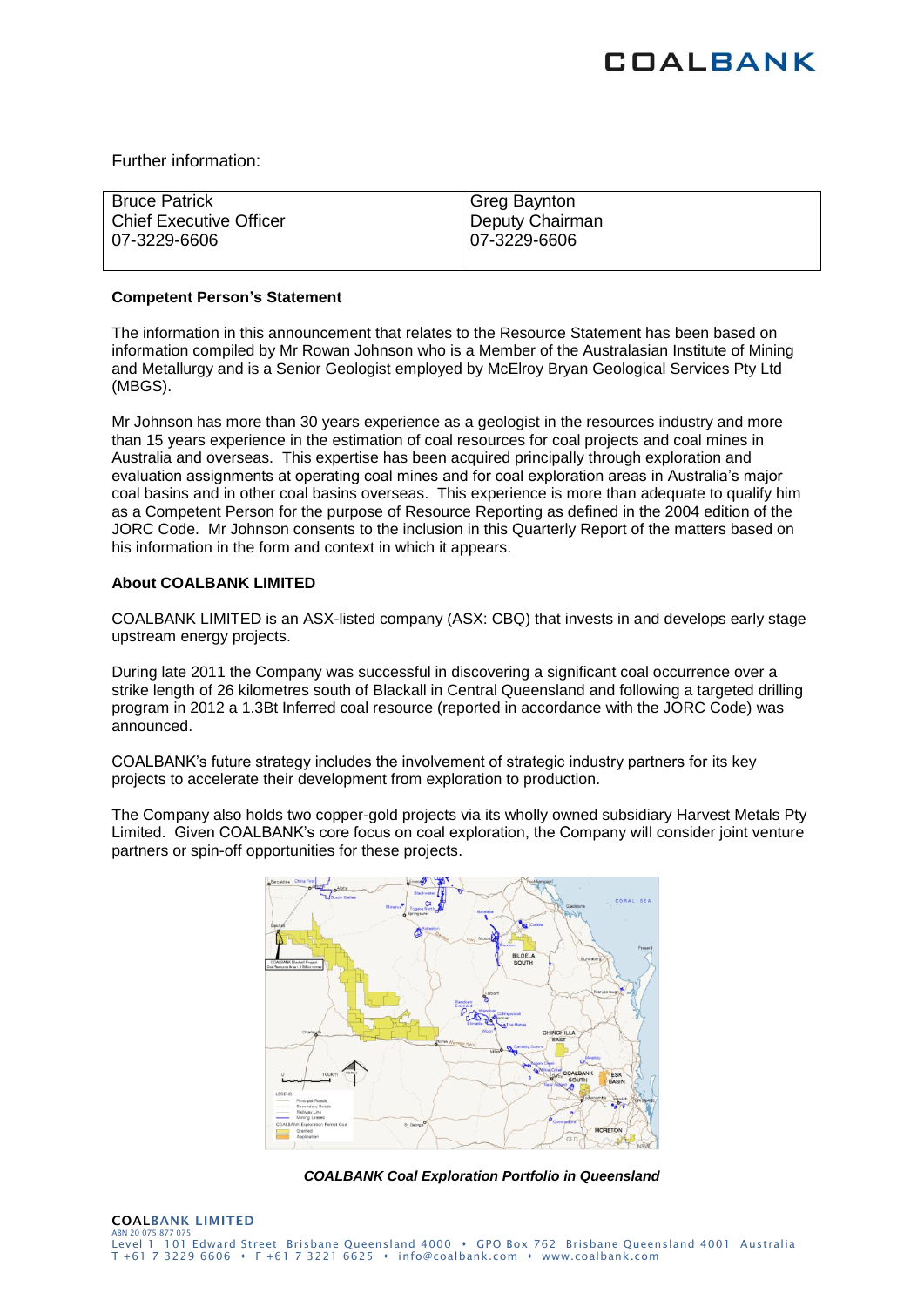Further information:

| | |
|---|---|
| Bruce Patrick<br>Chief Executive Officer<br>07-3229-6606 | Greg Baynton<br>Deputy Chairman<br>07-3229-6606 |

**Competent Person's Statement**

The information in this announcement that relates to the Resource Statement has been based on information compiled by Mr Rowan Johnson who is a Member of the Australasian Institute of Mining and Metallurgy and is a Senior Geologist employed by McElroy Bryan Geological Services Pty Ltd (MBGS).

Mr Johnson has more than 30 years experience as a geologist in the resources industry and more than 15 years experience in the estimation of coal resources for coal projects and coal mines in Australia and overseas. This expertise has been acquired principally through exploration and evaluation assignments at operating coal mines and for coal exploration areas in Australia's major coal basins and in other coal basins overseas. This experience is more than adequate to qualify him as a Competent Person for the purpose of Resource Reporting as defined in the 2004 edition of the JORC Code. Mr Johnson consents to the inclusion in this Quarterly Report of the matters based on his information in the form and context in which it appears.

**About COALBANK LIMITED**

COALBANK LIMITED is an ASX-listed company (ASX: CBQ) that invests in and develops early stage upstream energy projects.

During late 2011 the Company was successful in discovering a significant coal occurrence over a strike length of 26 kilometres south of Blackall in Central Queensland and following a targeted drilling program in 2012 a 1.3Bt Inferred coal resource (reported in accordance with the JORC Code) was announced.

COALBANK's future strategy includes the involvement of strategic industry partners for its key projects to accelerate their development from exploration to production.

The Company also holds two copper-gold projects via its wholly owned subsidiary Harvest Metals Pty Limited. Given COALBANK's core focus on coal exploration, the Company will consider joint venture partners or spin-off opportunities for these projects.

***COALBANK Coal Exploration Portfolio in Queensland***